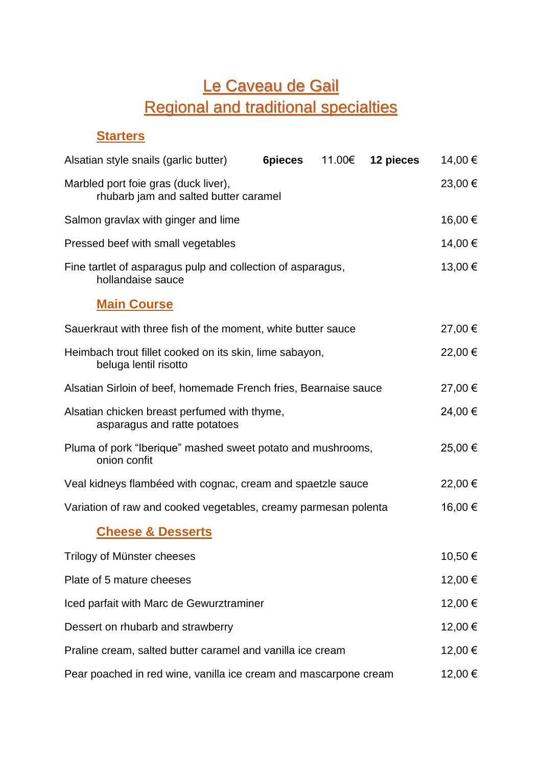# Le Caveau de Gail
# Regional and traditional specialties

## Starters

| | | | | |
|---|---|---|---|---|
| Alsatian style snails (garlic butter) | **6pieces** | 11.00€ | **12 pieces** | 14,00 € |
| Marbled port foie gras (duck liver), rhubarb jam and salted butter caramel | | | | 23,00 € |
| Salmon gravlax with ginger and lime | | | | 16,00 € |
| Pressed beef with small vegetables | | | | 14,00 € |
| Fine tartlet of asparagus pulp and collection of asparagus, hollandaise sauce | | | | 13,00 € |

## Main Course

| | |
|---|---|
| Sauerkraut with three fish of the moment, white butter sauce | 27,00 € |
| Heimbach trout fillet cooked on its skin, lime sabayon, beluga lentil risotto | 22,00 € |
| Alsatian Sirloin of beef, homemade French fries, Bearnaise sauce | 27,00 € |
| Alsatian chicken breast perfumed with thyme, asparagus and ratte potatoes | 24,00 € |
| Pluma of pork "Iberique" mashed sweet potato and mushrooms, onion confit | 25,00 € |
| Veal kidneys flambéed with cognac, cream and spaetzle sauce | 22,00 € |
| Variation of raw and cooked vegetables, creamy parmesan polenta | 16,00 € |

## Cheese & Desserts

| | |
|---|---|
| Trilogy of Münster cheeses | 10,50 € |
| Plate of 5 mature cheeses | 12,00 € |
| Iced parfait with Marc de Gewurztraminer | 12,00 € |
| Dessert on rhubarb and strawberry | 12,00 € |
| Praline cream, salted butter caramel and vanilla ice cream | 12,00 € |
| Pear poached in red wine, vanilla ice cream and mascarpone cream | 12,00 € |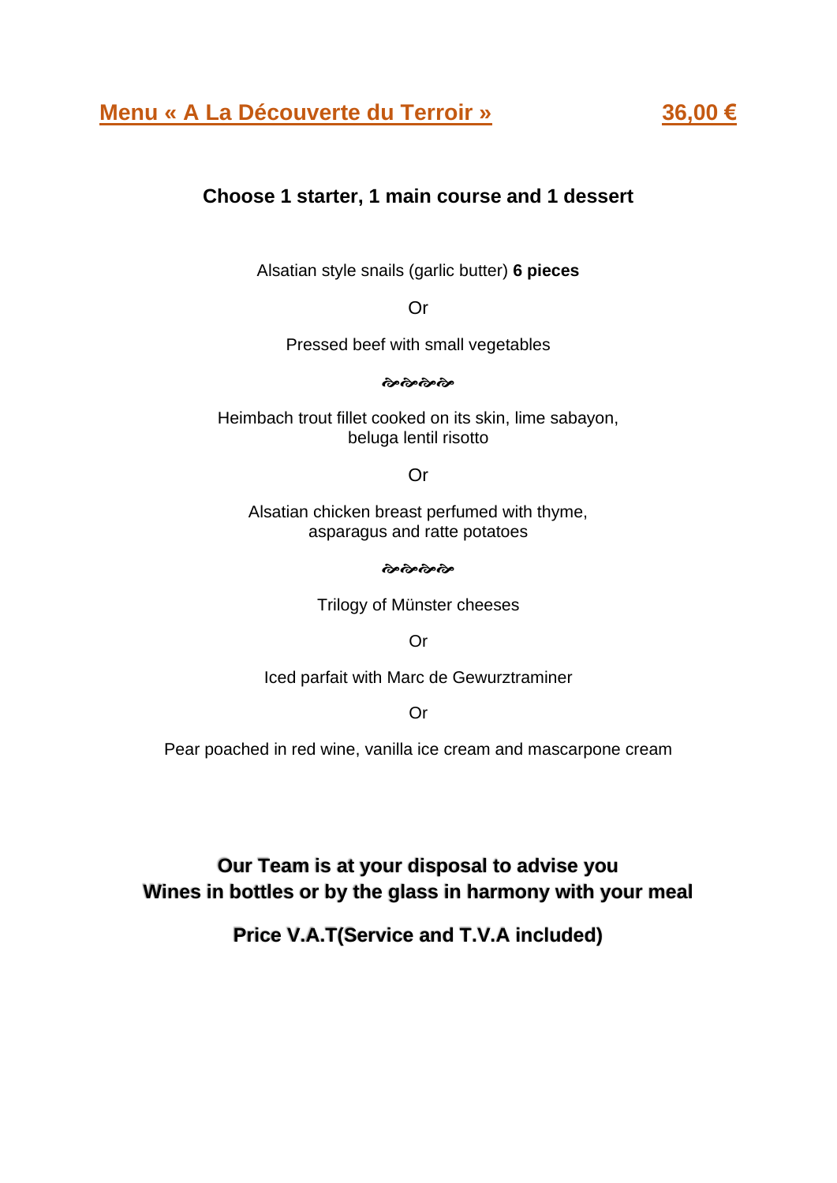## Menu « A La Découverte du Terroir » 36,00 €

**Choose 1 starter, 1 main course and 1 dessert**

Alsatian style snails (garlic butter) **6 pieces**

Or

Pressed beef with small vegetables

ඛඛඛඛ

Heimbach trout fillet cooked on its skin, lime sabayon,
beluga lentil risotto

Or

Alsatian chicken breast perfumed with thyme,
asparagus and ratte potatoes

ඛඛඛඛ

Trilogy of Münster cheeses

Or

Iced parfait with Marc de Gewurztraminer

Or

Pear poached in red wine, vanilla ice cream and mascarpone cream

**Our Team is at your disposal to advise you**
**Wines in bottles or by the glass in harmony with your meal**

**Price V.A.T(Service and T.V.A included)**